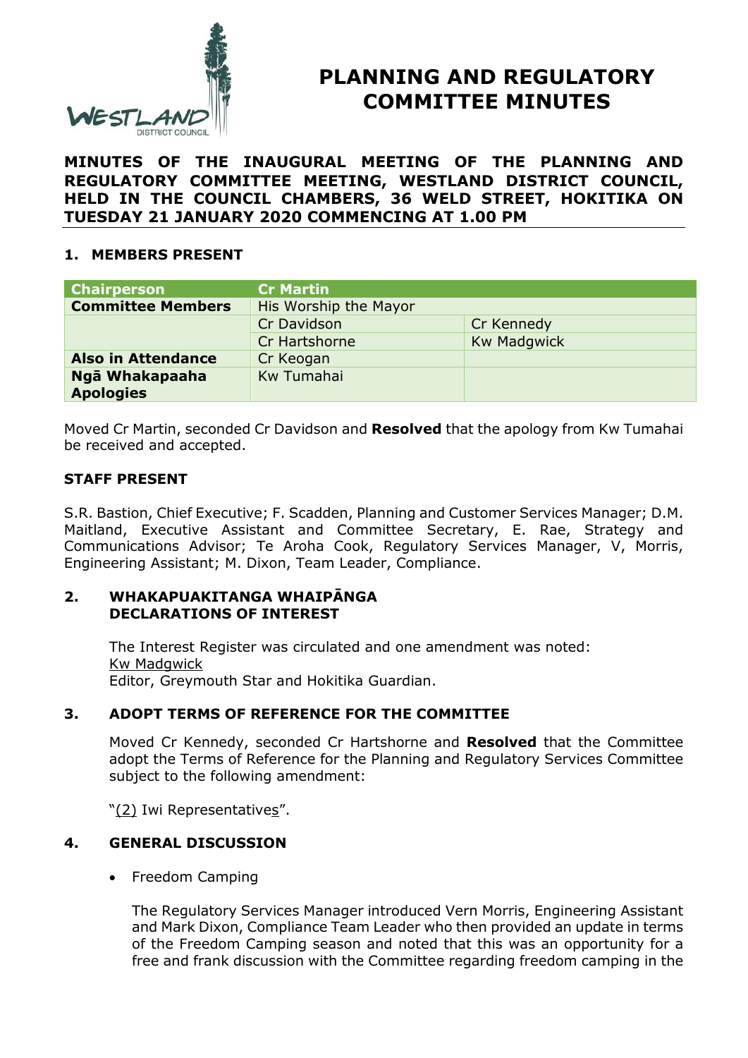# PLANNING AND REGULATORY COMMITTEE MINUTES

**MINUTES OF THE INAUGURAL MEETING OF THE PLANNING AND REGULATORY COMMITTEE MEETING, WESTLAND DISTRICT COUNCIL, HELD IN THE COUNCIL CHAMBERS, 36 WELD STREET, HOKITIKA ON TUESDAY 21 JANUARY 2020 COMMENCING AT 1.00 PM**

## 1. MEMBERS PRESENT

| Chairperson | Cr Martin | |
|---|---|---|
| **Committee Members** | His Worship the Mayor | |
| | Cr Davidson | Cr Kennedy |
| | Cr Hartshorne | Kw Madgwick |
| **Also in Attendance** | Cr Keogan | |
| **Ngā Whakapaaha Apologies** | Kw Tumahai | |

Moved Cr Martin, seconded Cr Davidson and **Resolved** that the apology from Kw Tumahai be received and accepted.

### STAFF PRESENT

S.R. Bastion, Chief Executive; F. Scadden, Planning and Customer Services Manager; D.M. Maitland, Executive Assistant and Committee Secretary, E. Rae, Strategy and Communications Advisor; Te Aroha Cook, Regulatory Services Manager, V, Morris, Engineering Assistant; M. Dixon, Team Leader, Compliance.

## 2. WHAKAPUAKITANGA WHAIPĀNGA DECLARATIONS OF INTEREST

The Interest Register was circulated and one amendment was noted:
Kw Madgwick
Editor, Greymouth Star and Hokitika Guardian.

## 3. ADOPT TERMS OF REFERENCE FOR THE COMMITTEE

Moved Cr Kennedy, seconded Cr Hartshorne and **Resolved** that the Committee adopt the Terms of Reference for the Planning and Regulatory Services Committee subject to the following amendment:

"(2) Iwi Representatives".

## 4. GENERAL DISCUSSION

- Freedom Camping

  The Regulatory Services Manager introduced Vern Morris, Engineering Assistant and Mark Dixon, Compliance Team Leader who then provided an update in terms of the Freedom Camping season and noted that this was an opportunity for a free and frank discussion with the Committee regarding freedom camping in the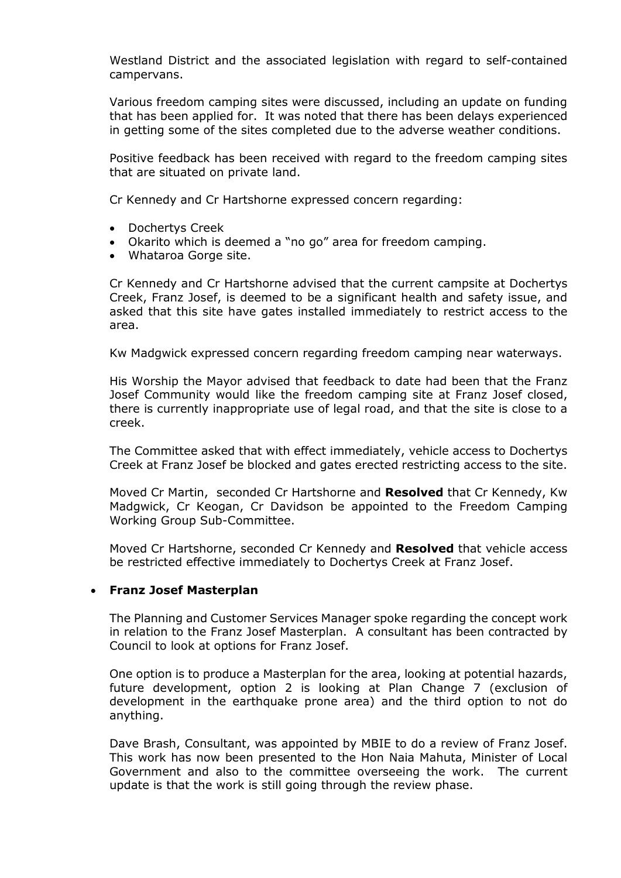Westland District and the associated legislation with regard to self-contained campervans.

Various freedom camping sites were discussed, including an update on funding that has been applied for. It was noted that there has been delays experienced in getting some of the sites completed due to the adverse weather conditions.

Positive feedback has been received with regard to the freedom camping sites that are situated on private land.

Cr Kennedy and Cr Hartshorne expressed concern regarding:

- Dochertys Creek
- Okarito which is deemed a "no go" area for freedom camping.
- Whataroa Gorge site.

Cr Kennedy and Cr Hartshorne advised that the current campsite at Dochertys Creek, Franz Josef, is deemed to be a significant health and safety issue, and asked that this site have gates installed immediately to restrict access to the area.

Kw Madgwick expressed concern regarding freedom camping near waterways.

His Worship the Mayor advised that feedback to date had been that the Franz Josef Community would like the freedom camping site at Franz Josef closed, there is currently inappropriate use of legal road, and that the site is close to a creek.

The Committee asked that with effect immediately, vehicle access to Dochertys Creek at Franz Josef be blocked and gates erected restricting access to the site.

Moved Cr Martin, seconded Cr Hartshorne and **Resolved** that Cr Kennedy, Kw Madgwick, Cr Keogan, Cr Davidson be appointed to the Freedom Camping Working Group Sub-Committee.

Moved Cr Hartshorne, seconded Cr Kennedy and **Resolved** that vehicle access be restricted effective immediately to Dochertys Creek at Franz Josef.

- **Franz Josef Masterplan**

The Planning and Customer Services Manager spoke regarding the concept work in relation to the Franz Josef Masterplan. A consultant has been contracted by Council to look at options for Franz Josef.

One option is to produce a Masterplan for the area, looking at potential hazards, future development, option 2 is looking at Plan Change 7 (exclusion of development in the earthquake prone area) and the third option to not do anything.

Dave Brash, Consultant, was appointed by MBIE to do a review of Franz Josef. This work has now been presented to the Hon Naia Mahuta, Minister of Local Government and also to the committee overseeing the work. The current update is that the work is still going through the review phase.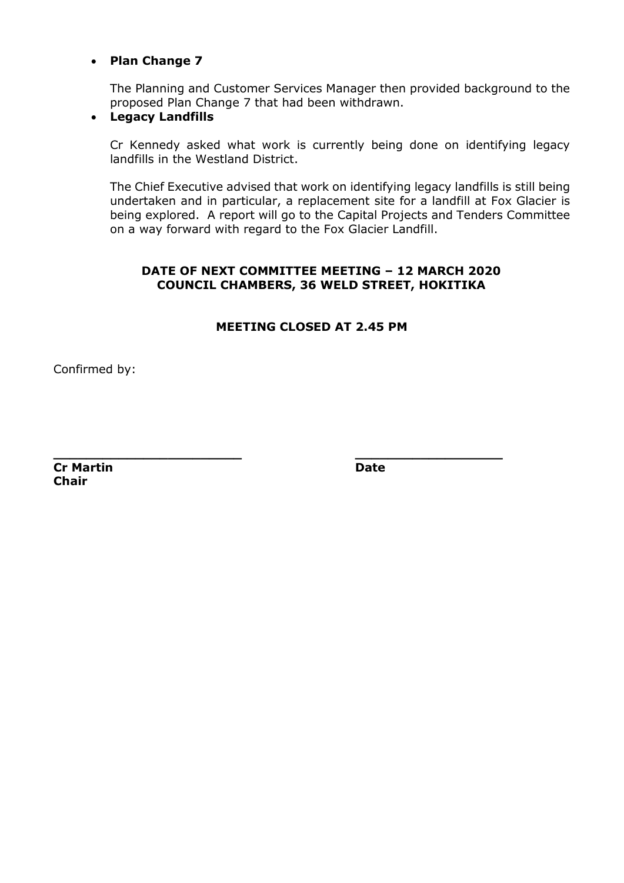- **Plan Change 7**

  The Planning and Customer Services Manager then provided background to the proposed Plan Change 7 that had been withdrawn.

- **Legacy Landfills**

  Cr Kennedy asked what work is currently being done on identifying legacy landfills in the Westland District.

  The Chief Executive advised that work on identifying legacy landfills is still being undertaken and in particular, a replacement site for a landfill at Fox Glacier is being explored. A report will go to the Capital Projects and Tenders Committee on a way forward with regard to the Fox Glacier Landfill.

**DATE OF NEXT COMMITTEE MEETING – 12 MARCH 2020**
**COUNCIL CHAMBERS, 36 WELD STREET, HOKITIKA**

**MEETING CLOSED AT 2.45 PM**

Confirmed by:

______________________ ______________________

**Cr Martin** **Date**
**Chair**